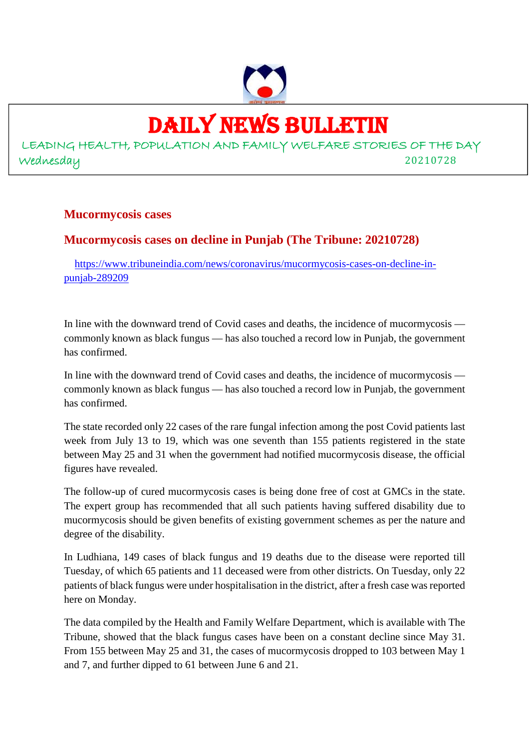# DAILY NEWS BULLETIN

LEADING HEALTH, POPULATION AND FAMILY WELFARE STORIES OF THE DAY

Wednesday 20210728

## Mucormycosis cases

### Mucormycosis cases on decline in Punjab (The Tribune: 20210728)

https://www.tribuneindia.com/news/coronavirus/mucormycosis-cases-on-decline-in-punjab-289209

In line with the downward trend of Covid cases and deaths, the incidence of mucormycosis — commonly known as black fungus — has also touched a record low in Punjab, the government has confirmed.

In line with the downward trend of Covid cases and deaths, the incidence of mucormycosis — commonly known as black fungus — has also touched a record low in Punjab, the government has confirmed.

The state recorded only 22 cases of the rare fungal infection among the post Covid patients last week from July 13 to 19, which was one seventh than 155 patients registered in the state between May 25 and 31 when the government had notified mucormycosis disease, the official figures have revealed.

The follow-up of cured mucormycosis cases is being done free of cost at GMCs in the state. The expert group has recommended that all such patients having suffered disability due to mucormycosis should be given benefits of existing government schemes as per the nature and degree of the disability.

In Ludhiana, 149 cases of black fungus and 19 deaths due to the disease were reported till Tuesday, of which 65 patients and 11 deceased were from other districts. On Tuesday, only 22 patients of black fungus were under hospitalisation in the district, after a fresh case was reported here on Monday.

The data compiled by the Health and Family Welfare Department, which is available with The Tribune, showed that the black fungus cases have been on a constant decline since May 31. From 155 between May 25 and 31, the cases of mucormycosis dropped to 103 between May 1 and 7, and further dipped to 61 between June 6 and 21.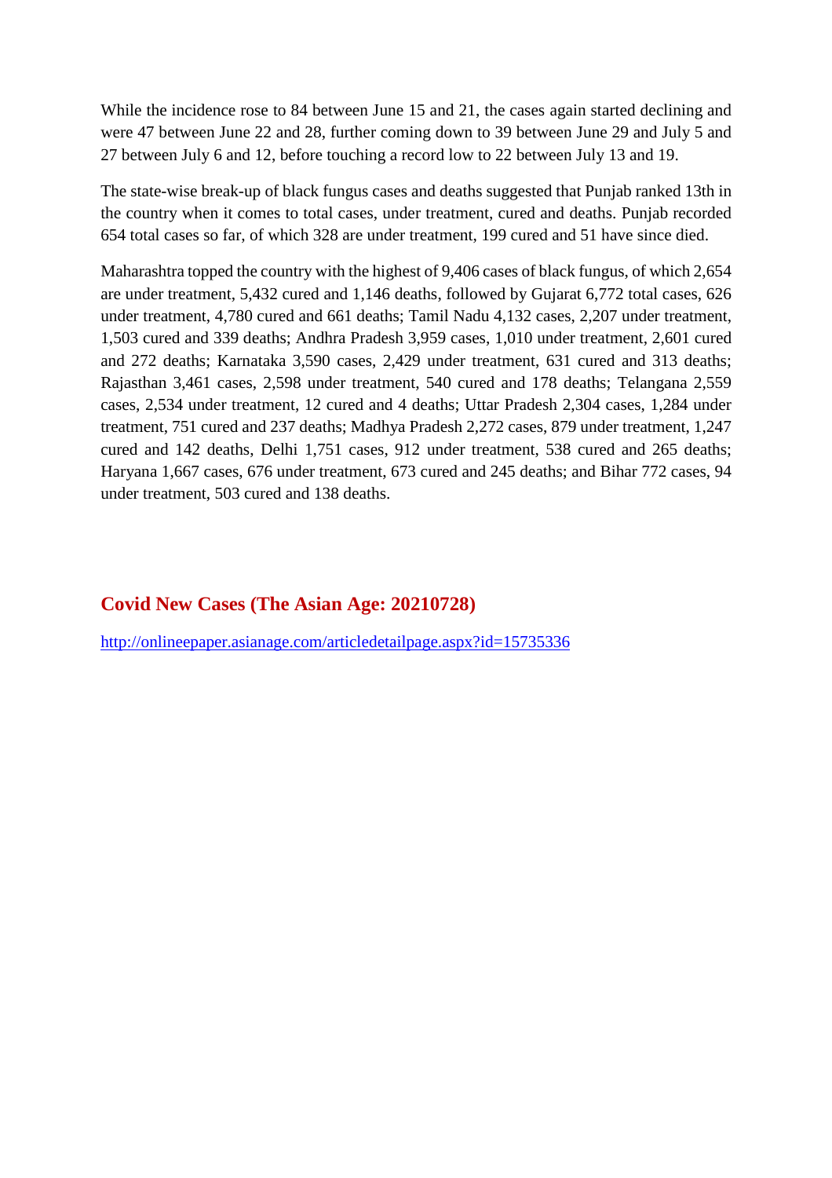While the incidence rose to 84 between June 15 and 21, the cases again started declining and were 47 between June 22 and 28, further coming down to 39 between June 29 and July 5 and 27 between July 6 and 12, before touching a record low to 22 between July 13 and 19.

The state-wise break-up of black fungus cases and deaths suggested that Punjab ranked 13th in the country when it comes to total cases, under treatment, cured and deaths. Punjab recorded 654 total cases so far, of which 328 are under treatment, 199 cured and 51 have since died.

Maharashtra topped the country with the highest of 9,406 cases of black fungus, of which 2,654 are under treatment, 5,432 cured and 1,146 deaths, followed by Gujarat 6,772 total cases, 626 under treatment, 4,780 cured and 661 deaths; Tamil Nadu 4,132 cases, 2,207 under treatment, 1,503 cured and 339 deaths; Andhra Pradesh 3,959 cases, 1,010 under treatment, 2,601 cured and 272 deaths; Karnataka 3,590 cases, 2,429 under treatment, 631 cured and 313 deaths; Rajasthan 3,461 cases, 2,598 under treatment, 540 cured and 178 deaths; Telangana 2,559 cases, 2,534 under treatment, 12 cured and 4 deaths; Uttar Pradesh 2,304 cases, 1,284 under treatment, 751 cured and 237 deaths; Madhya Pradesh 2,272 cases, 879 under treatment, 1,247 cured and 142 deaths, Delhi 1,751 cases, 912 under treatment, 538 cured and 265 deaths; Haryana 1,667 cases, 676 under treatment, 673 cured and 245 deaths; and Bihar 772 cases, 94 under treatment, 503 cured and 138 deaths.

## Covid New Cases (The Asian Age: 20210728)

http://onlineepaper.asianage.com/articledetailpage.aspx?id=15735336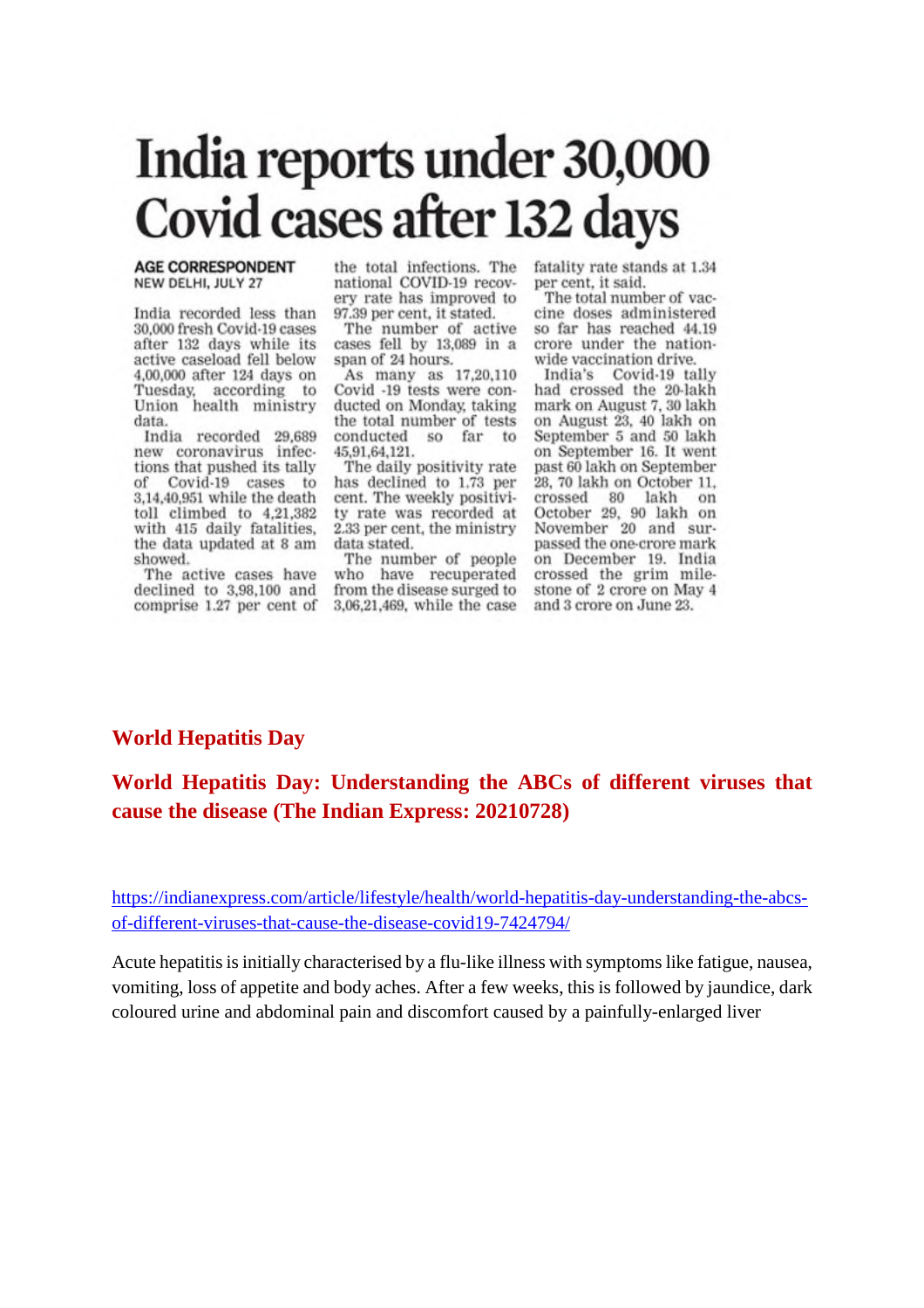# India reports under 30,000 Covid cases after 132 days

**AGE CORRESPONDENT**
NEW DELHI, JULY 27

India recorded less than 30,000 fresh Covid-19 cases after 132 days while its active caseload fell below 4,00,000 after 124 days on Tuesday, according to Union health ministry data.

India recorded 29,689 new coronavirus infections that pushed its tally of Covid-19 cases to 3,14,40,951 while the death toll climbed to 4,21,382 with 415 daily fatalities, the data updated at 8 am showed.

The active cases have declined to 3,98,100 and comprise 1.27 per cent of the total infections. The national COVID-19 recovery rate has improved to 97.39 per cent, it stated.

The number of active cases fell by 13,089 in a span of 24 hours.

As many as 17,20,110 Covid -19 tests were conducted on Monday, taking the total number of tests conducted so far to 45,91,64,121.

The daily positivity rate has declined to 1.73 per cent. The weekly positivity rate was recorded at 2.33 per cent, the ministry data stated.

The number of people who have recuperated from the disease surged to 3,06,21,469, while the case fatality rate stands at 1.34 per cent, it said.

The total number of vaccine doses administered so far has reached 44.19 crore under the nationwide vaccination drive.

India's Covid-19 tally had crossed the 20-lakh mark on August 7, 30 lakh on August 23, 40 lakh on September 5 and 50 lakh on September 16. It went past 60 lakh on September 28, 70 lakh on October 11, crossed 80 lakh on October 29, 90 lakh on November 20 and surpassed the one-crore mark on December 19. India crossed the grim milestone of 2 crore on May 4 and 3 crore on June 23.

## World Hepatitis Day

## World Hepatitis Day: Understanding the ABCs of different viruses that cause the disease (The Indian Express: 20210728)

https://indianexpress.com/article/lifestyle/health/world-hepatitis-day-understanding-the-abcs-of-different-viruses-that-cause-the-disease-covid19-7424794/

Acute hepatitis is initially characterised by a flu-like illness with symptoms like fatigue, nausea, vomiting, loss of appetite and body aches. After a few weeks, this is followed by jaundice, dark coloured urine and abdominal pain and discomfort caused by a painfully-enlarged liver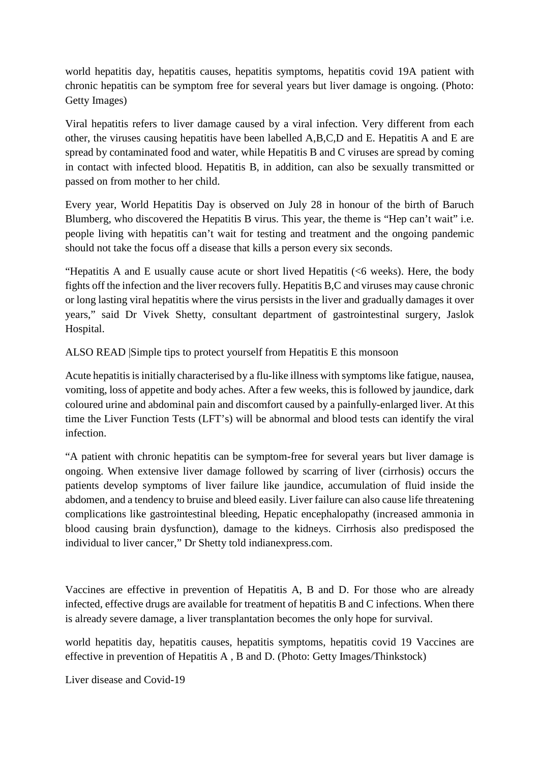world hepatitis day, hepatitis causes, hepatitis symptoms, hepatitis covid 19A patient with chronic hepatitis can be symptom free for several years but liver damage is ongoing. (Photo: Getty Images)

Viral hepatitis refers to liver damage caused by a viral infection. Very different from each other, the viruses causing hepatitis have been labelled A,B,C,D and E. Hepatitis A and E are spread by contaminated food and water, while Hepatitis B and C viruses are spread by coming in contact with infected blood. Hepatitis B, in addition, can also be sexually transmitted or passed on from mother to her child.

Every year, World Hepatitis Day is observed on July 28 in honour of the birth of Baruch Blumberg, who discovered the Hepatitis B virus. This year, the theme is "Hep can't wait" i.e. people living with hepatitis can't wait for testing and treatment and the ongoing pandemic should not take the focus off a disease that kills a person every six seconds.

"Hepatitis A and E usually cause acute or short lived Hepatitis (<6 weeks). Here, the body fights off the infection and the liver recovers fully. Hepatitis B,C and viruses may cause chronic or long lasting viral hepatitis where the virus persists in the liver and gradually damages it over years," said Dr Vivek Shetty, consultant department of gastrointestinal surgery, Jaslok Hospital.

ALSO READ |Simple tips to protect yourself from Hepatitis E this monsoon

Acute hepatitis is initially characterised by a flu-like illness with symptoms like fatigue, nausea, vomiting, loss of appetite and body aches. After a few weeks, this is followed by jaundice, dark coloured urine and abdominal pain and discomfort caused by a painfully-enlarged liver. At this time the Liver Function Tests (LFT's) will be abnormal and blood tests can identify the viral infection.

"A patient with chronic hepatitis can be symptom-free for several years but liver damage is ongoing. When extensive liver damage followed by scarring of liver (cirrhosis) occurs the patients develop symptoms of liver failure like jaundice, accumulation of fluid inside the abdomen, and a tendency to bruise and bleed easily. Liver failure can also cause life threatening complications like gastrointestinal bleeding, Hepatic encephalopathy (increased ammonia in blood causing brain dysfunction), damage to the kidneys. Cirrhosis also predisposed the individual to liver cancer," Dr Shetty told indianexpress.com.

Vaccines are effective in prevention of Hepatitis A, B and D. For those who are already infected, effective drugs are available for treatment of hepatitis B and C infections. When there is already severe damage, a liver transplantation becomes the only hope for survival.

world hepatitis day, hepatitis causes, hepatitis symptoms, hepatitis covid 19 Vaccines are effective in prevention of Hepatitis A , B and D. (Photo: Getty Images/Thinkstock)

Liver disease and Covid-19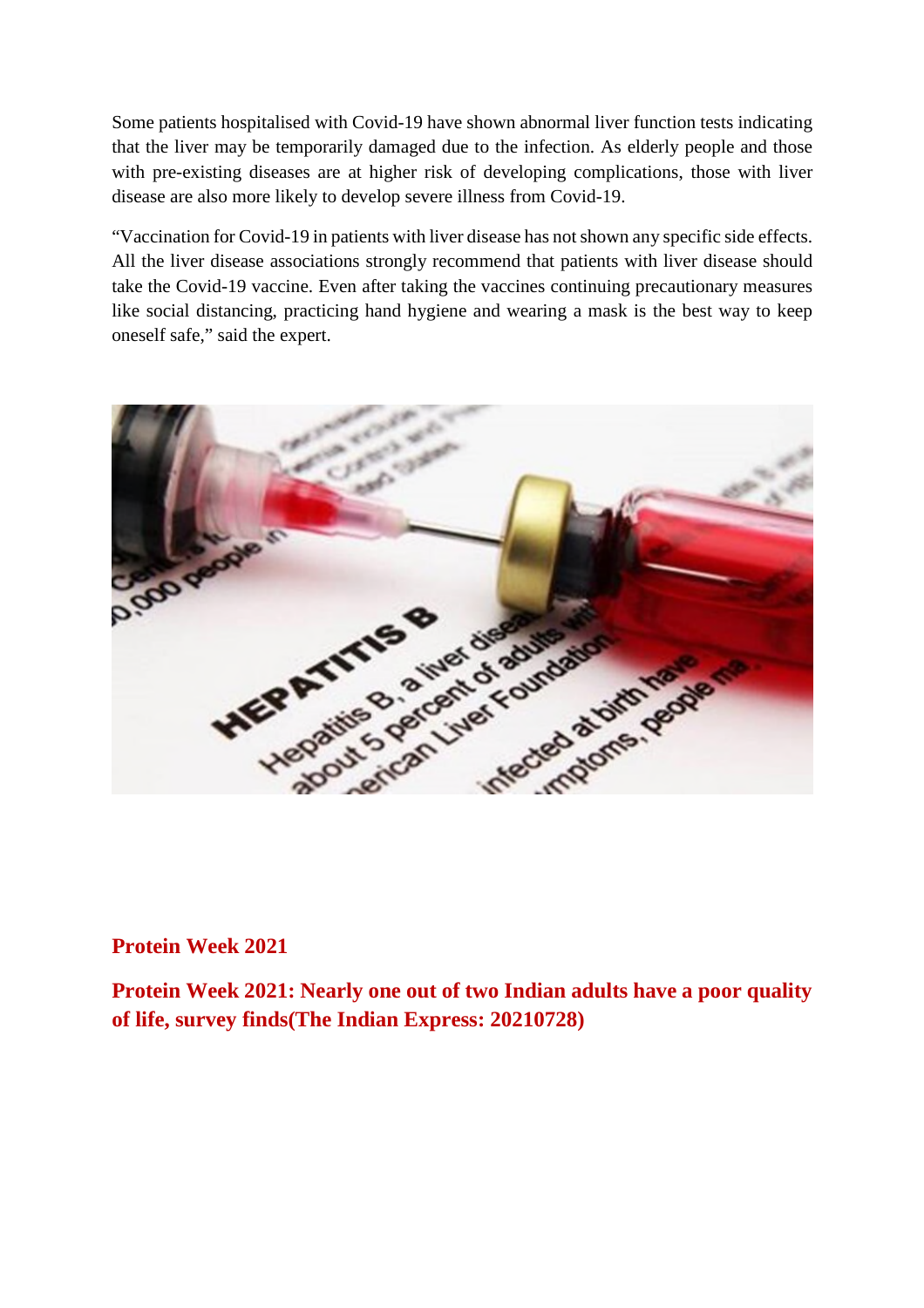Some patients hospitalised with Covid-19 have shown abnormal liver function tests indicating that the liver may be temporarily damaged due to the infection. As elderly people and those with pre-existing diseases are at higher risk of developing complications, those with liver disease are also more likely to develop severe illness from Covid-19.

"Vaccination for Covid-19 in patients with liver disease has not shown any specific side effects. All the liver disease associations strongly recommend that patients with liver disease should take the Covid-19 vaccine. Even after taking the vaccines continuing precautionary measures like social distancing, practicing hand hygiene and wearing a mask is the best way to keep oneself safe," said the expert.

## Protein Week 2021

## Protein Week 2021: Nearly one out of two Indian adults have a poor quality of life, survey finds(The Indian Express: 20210728)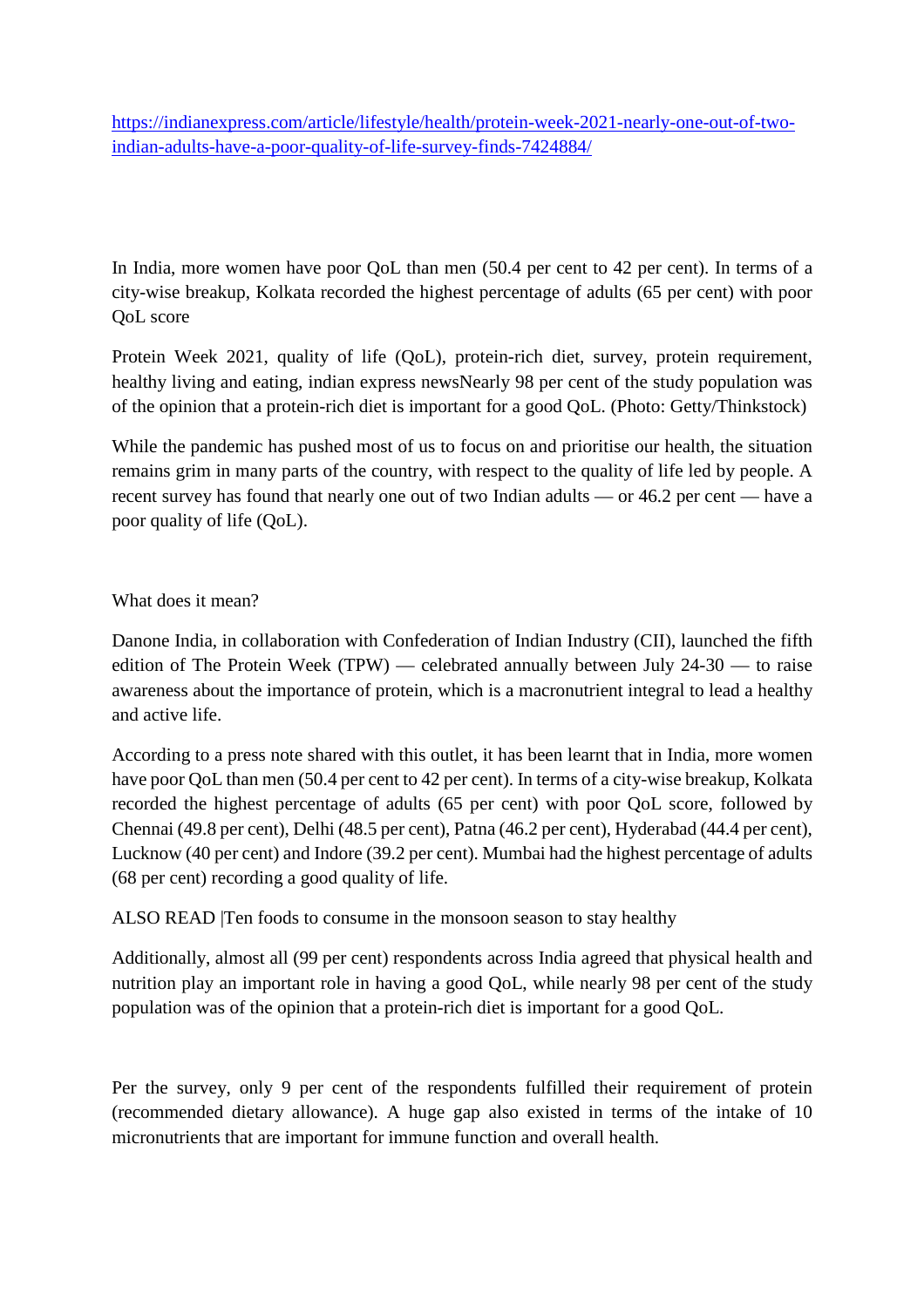https://indianexpress.com/article/lifestyle/health/protein-week-2021-nearly-one-out-of-two-indian-adults-have-a-poor-quality-of-life-survey-finds-7424884/

In India, more women have poor QoL than men (50.4 per cent to 42 per cent). In terms of a city-wise breakup, Kolkata recorded the highest percentage of adults (65 per cent) with poor QoL score

Protein Week 2021, quality of life (QoL), protein-rich diet, survey, protein requirement, healthy living and eating, indian express newsNearly 98 per cent of the study population was of the opinion that a protein-rich diet is important for a good QoL. (Photo: Getty/Thinkstock)

While the pandemic has pushed most of us to focus on and prioritise our health, the situation remains grim in many parts of the country, with respect to the quality of life led by people. A recent survey has found that nearly one out of two Indian adults — or 46.2 per cent — have a poor quality of life (QoL).

What does it mean?

Danone India, in collaboration with Confederation of Indian Industry (CII), launched the fifth edition of The Protein Week (TPW) — celebrated annually between July 24-30 — to raise awareness about the importance of protein, which is a macronutrient integral to lead a healthy and active life.

According to a press note shared with this outlet, it has been learnt that in India, more women have poor QoL than men (50.4 per cent to 42 per cent). In terms of a city-wise breakup, Kolkata recorded the highest percentage of adults (65 per cent) with poor QoL score, followed by Chennai (49.8 per cent), Delhi (48.5 per cent), Patna (46.2 per cent), Hyderabad (44.4 per cent), Lucknow (40 per cent) and Indore (39.2 per cent). Mumbai had the highest percentage of adults (68 per cent) recording a good quality of life.

ALSO READ |Ten foods to consume in the monsoon season to stay healthy

Additionally, almost all (99 per cent) respondents across India agreed that physical health and nutrition play an important role in having a good QoL, while nearly 98 per cent of the study population was of the opinion that a protein-rich diet is important for a good QoL.

Per the survey, only 9 per cent of the respondents fulfilled their requirement of protein (recommended dietary allowance). A huge gap also existed in terms of the intake of 10 micronutrients that are important for immune function and overall health.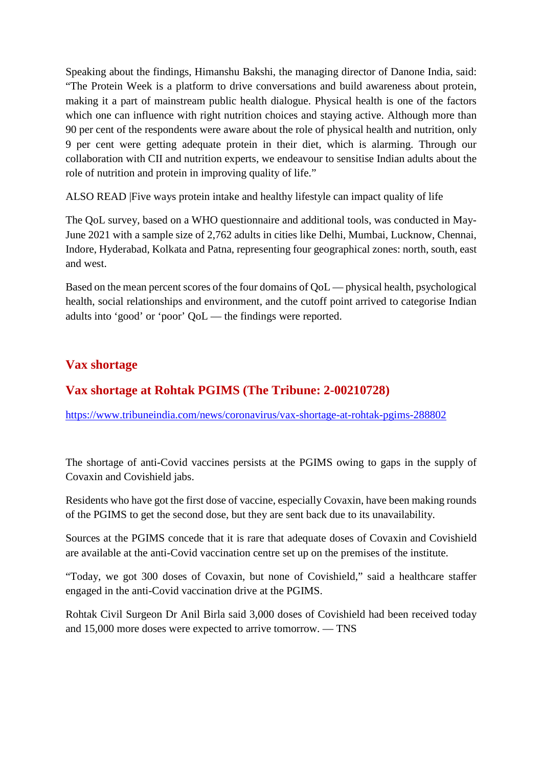Speaking about the findings, Himanshu Bakshi, the managing director of Danone India, said: "The Protein Week is a platform to drive conversations and build awareness about protein, making it a part of mainstream public health dialogue. Physical health is one of the factors which one can influence with right nutrition choices and staying active. Although more than 90 per cent of the respondents were aware about the role of physical health and nutrition, only 9 per cent were getting adequate protein in their diet, which is alarming. Through our collaboration with CII and nutrition experts, we endeavour to sensitise Indian adults about the role of nutrition and protein in improving quality of life."

ALSO READ |Five ways protein intake and healthy lifestyle can impact quality of life

The QoL survey, based on a WHO questionnaire and additional tools, was conducted in May-June 2021 with a sample size of 2,762 adults in cities like Delhi, Mumbai, Lucknow, Chennai, Indore, Hyderabad, Kolkata and Patna, representing four geographical zones: north, south, east and west.

Based on the mean percent scores of the four domains of QoL — physical health, psychological health, social relationships and environment, and the cutoff point arrived to categorise Indian adults into 'good' or 'poor' QoL — the findings were reported.

## Vax shortage

## Vax shortage at Rohtak PGIMS (The Tribune: 2-00210728)

https://www.tribuneindia.com/news/coronavirus/vax-shortage-at-rohtak-pgims-288802

The shortage of anti-Covid vaccines persists at the PGIMS owing to gaps in the supply of Covaxin and Covishield jabs.

Residents who have got the first dose of vaccine, especially Covaxin, have been making rounds of the PGIMS to get the second dose, but they are sent back due to its unavailability.

Sources at the PGIMS concede that it is rare that adequate doses of Covaxin and Covishield are available at the anti-Covid vaccination centre set up on the premises of the institute.

"Today, we got 300 doses of Covaxin, but none of Covishield," said a healthcare staffer engaged in the anti-Covid vaccination drive at the PGIMS.

Rohtak Civil Surgeon Dr Anil Birla said 3,000 doses of Covishield had been received today and 15,000 more doses were expected to arrive tomorrow. — TNS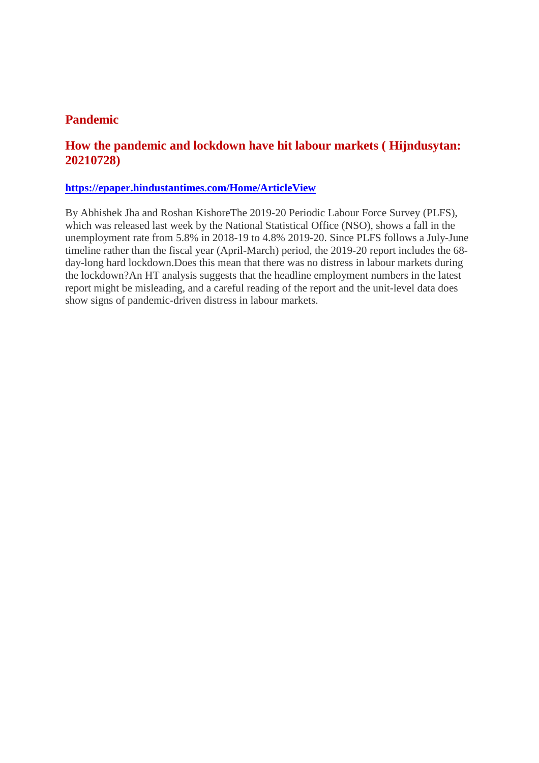## Pandemic

## How the pandemic and lockdown have hit labour markets ( Hijndusytan: 20210728)

**[https://epaper.hindustantimes.com/Home/ArticleView](https://epaper.hindustantimes.com/Home/ArticleView)**

By Abhishek Jha and Roshan KishoreThe 2019-20 Periodic Labour Force Survey (PLFS), which was released last week by the National Statistical Office (NSO), shows a fall in the unemployment rate from 5.8% in 2018-19 to 4.8% 2019-20. Since PLFS follows a July-June timeline rather than the fiscal year (April-March) period, the 2019-20 report includes the 68-day-long hard lockdown.Does this mean that there was no distress in labour markets during the lockdown?An HT analysis suggests that the headline employment numbers in the latest report might be misleading, and a careful reading of the report and the unit-level data does show signs of pandemic-driven distress in labour markets.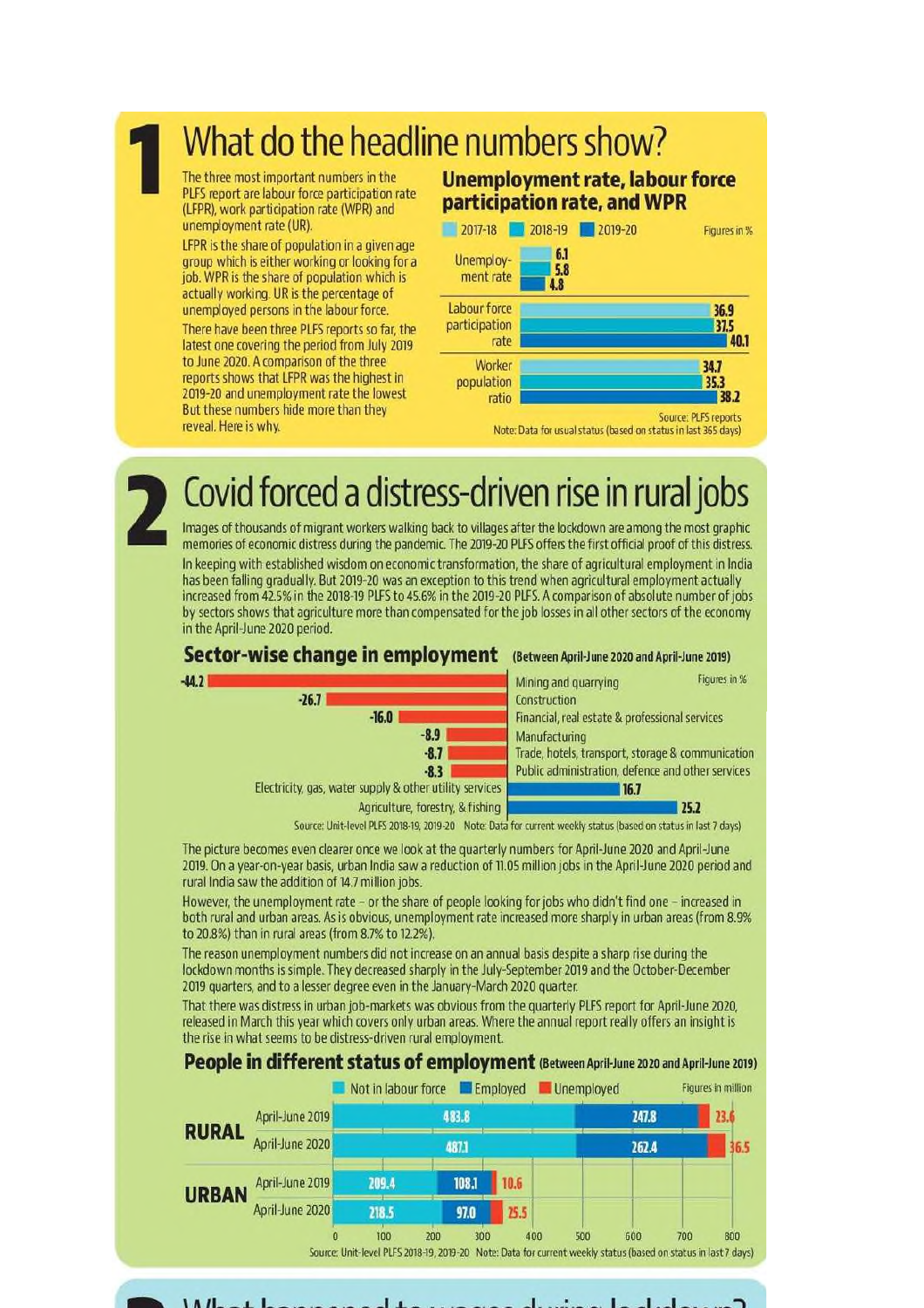# 1 What do the headline numbers show?

The three most important numbers in the PLFS report are labour force participation rate (LFPR), work participation rate (WPR) and unemployment rate (UR).

LFPR is the share of population in a given age group which is either working or looking for a job. WPR is the share of population which is actually working. UR is the percentage of unemployed persons in the labour force.

There have been three PLFS reports so far, the latest one covering the period from July 2019 to June 2020. A comparison of the three reports shows that LFPR was the highest in 2019-20 and unemployment rate the lowest. But these numbers hide more than they reveal. Here is why.

### Unemployment rate, labour force participation rate, and WPR

Figures in %

| | 2017-18 | 2018-19 | 2019-20 |
|---|---|---|---|
| Unemployment rate | 6.1 | 5.8 | 4.8 |
| Labour force participation rate | 36.9 | 37.5 | 40.1 |
| Worker population ratio | 34.7 | 35.3 | 38.2 |

Source: PLFS reports
Note: Data for usual status (based on status in last 365 days)

# 2 Covid forced a distress-driven rise in rural jobs

Images of thousands of migrant workers walking back to villages after the lockdown are among the most graphic memories of economic distress during the pandemic. The 2019-20 PLFS offers the first official proof of this distress.

In keeping with established wisdom on economic transformation, the share of agricultural employment in India has been falling gradually. But 2019-20 was an exception to this trend when agricultural employment actually increased from 42.5% in the 2018-19 PLFS to 45.6% in the 2019-20 PLFS. A comparison of absolute number of jobs by sectors shows that agriculture more than compensated for the job losses in all other sectors of the economy in the April-June 2020 period.

### Sector-wise change in employment (Between April-June 2020 and April-June 2019)

Figures in %

| Sector | Change |
|---|---|
| Mining and quarrying | -44.2 |
| Construction | -26.7 |
| Financial, real estate & professional services | -16.0 |
| Manufacturing | -8.9 |
| Trade, hotels, transport, storage & communication | -8.7 |
| Public administration, defence and other services | -8.3 |
| Electricity, gas, water supply & other utility services | 16.7 |
| Agriculture, forestry, & fishing | 25.2 |

Source: Unit-level PLFS 2018-19, 2019-20 Note: Data for current weekly status (based on status in last 7 days)

The picture becomes even clearer once we look at the quarterly numbers for April-June 2020 and April-June 2019. On a year-on-year basis, urban India saw a reduction of 11.05 million jobs in the April-June 2020 period and rural India saw the addition of 14.7 million jobs.

However, the unemployment rate – or the share of people looking for jobs who didn't find one – increased in both rural and urban areas. As is obvious, unemployment rate increased more sharply in urban areas (from 8.9% to 20.8%) than in rural areas (from 8.7% to 12.2%).

The reason unemployment numbers did not increase on an annual basis despite a sharp rise during the lockdown months is simple. They decreased sharply in the July-September 2019 and the October-December 2019 quarters, and to a lesser degree even in the January-March 2020 quarter.

That there was distress in urban job-markets was obvious from the quarterly PLFS report for April-June 2020, released in March this year which covers only urban areas. Where the annual report really offers an insight is the rise in what seems to be distress-driven rural employment.

### People in different status of employment (Between April-June 2020 and April-June 2019)

Figures in million

| | | Not in labour force | Employed | Unemployed |
|---|---|---|---|---|
| RURAL | April-June 2019 | 483.8 | 247.8 | 23.6 |
| | April-June 2020 | 487.1 | 262.4 | 36.5 |
| URBAN | April-June 2019 | 209.4 | 108.1 | 10.6 |
| | April-June 2020 | 218.5 | 97.0 | 25.5 |

Source: Unit-level PLFS 2018-19, 2019-20 Note: Data for current weekly status (based on status in last 7 days)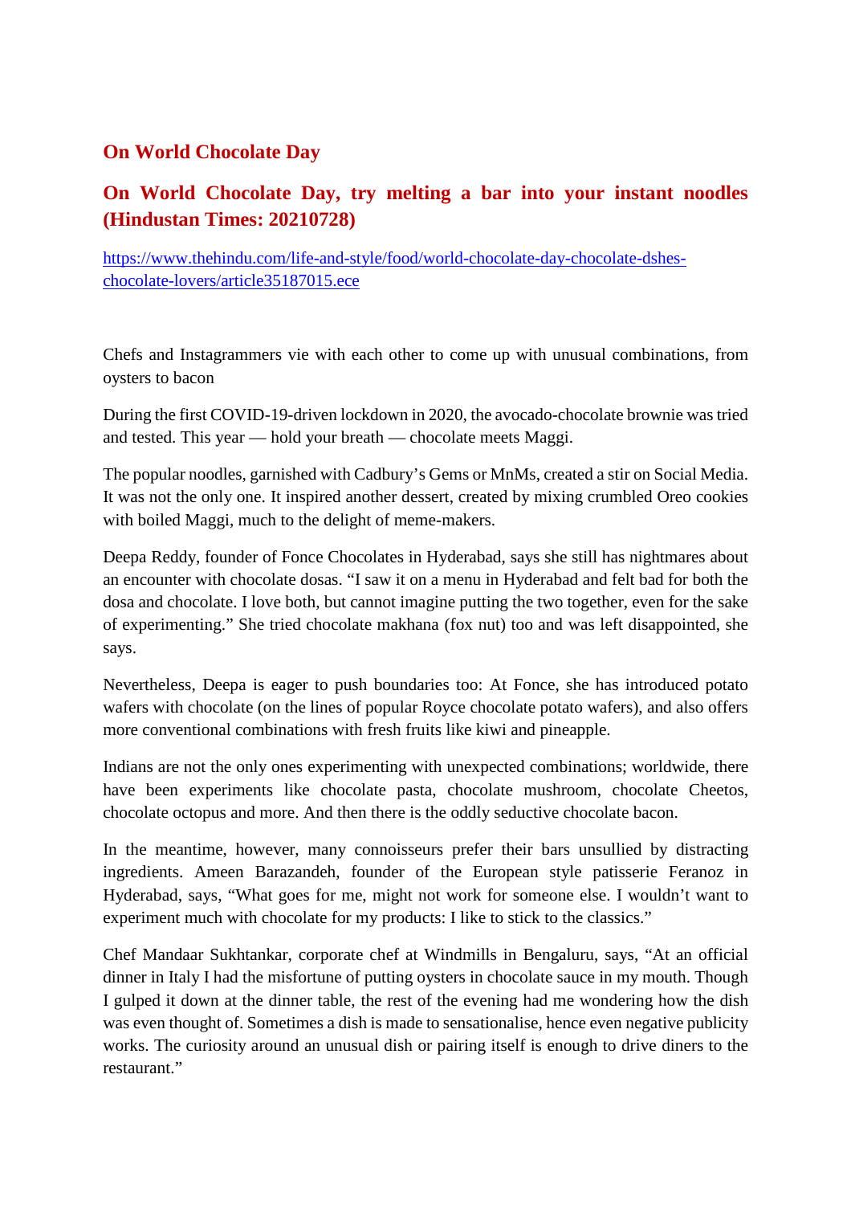## On World Chocolate Day

### On World Chocolate Day, try melting a bar into your instant noodles (Hindustan Times: 20210728)

https://www.thehindu.com/life-and-style/food/world-chocolate-day-chocolate-dshes-chocolate-lovers/article35187015.ece

Chefs and Instagrammers vie with each other to come up with unusual combinations, from oysters to bacon

During the first COVID-19-driven lockdown in 2020, the avocado-chocolate brownie was tried and tested. This year — hold your breath — chocolate meets Maggi.

The popular noodles, garnished with Cadbury's Gems or MnMs, created a stir on Social Media. It was not the only one. It inspired another dessert, created by mixing crumbled Oreo cookies with boiled Maggi, much to the delight of meme-makers.

Deepa Reddy, founder of Fonce Chocolates in Hyderabad, says she still has nightmares about an encounter with chocolate dosas. "I saw it on a menu in Hyderabad and felt bad for both the dosa and chocolate. I love both, but cannot imagine putting the two together, even for the sake of experimenting." She tried chocolate makhana (fox nut) too and was left disappointed, she says.

Nevertheless, Deepa is eager to push boundaries too: At Fonce, she has introduced potato wafers with chocolate (on the lines of popular Royce chocolate potato wafers), and also offers more conventional combinations with fresh fruits like kiwi and pineapple.

Indians are not the only ones experimenting with unexpected combinations; worldwide, there have been experiments like chocolate pasta, chocolate mushroom, chocolate Cheetos, chocolate octopus and more. And then there is the oddly seductive chocolate bacon.

In the meantime, however, many connoisseurs prefer their bars unsullied by distracting ingredients. Ameen Barazandeh, founder of the European style patisserie Feranoz in Hyderabad, says, "What goes for me, might not work for someone else. I wouldn't want to experiment much with chocolate for my products: I like to stick to the classics."

Chef Mandaar Sukhtankar, corporate chef at Windmills in Bengaluru, says, "At an official dinner in Italy I had the misfortune of putting oysters in chocolate sauce in my mouth. Though I gulped it down at the dinner table, the rest of the evening had me wondering how the dish was even thought of. Sometimes a dish is made to sensationalise, hence even negative publicity works. The curiosity around an unusual dish or pairing itself is enough to drive diners to the restaurant."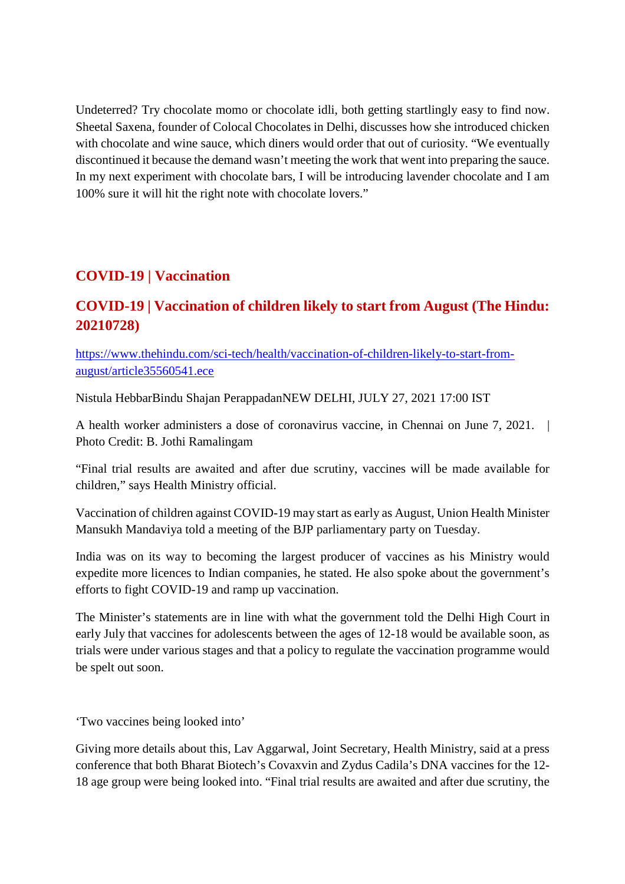Undeterred? Try chocolate momo or chocolate idli, both getting startlingly easy to find now. Sheetal Saxena, founder of Colocal Chocolates in Delhi, discusses how she introduced chicken with chocolate and wine sauce, which diners would order that out of curiosity. “We eventually discontinued it because the demand wasn’t meeting the work that went into preparing the sauce. In my next experiment with chocolate bars, I will be introducing lavender chocolate and I am 100% sure it will hit the right note with chocolate lovers.”

## COVID-19 | Vaccination

### COVID-19 | Vaccination of children likely to start from August (The Hindu: 20210728)

https://www.thehindu.com/sci-tech/health/vaccination-of-children-likely-to-start-from-august/article35560541.ece

Nistula HebbarBindu Shajan PerappadanNEW DELHI, JULY 27, 2021 17:00 IST

A health worker administers a dose of coronavirus vaccine, in Chennai on June 7, 2021. | Photo Credit: B. Jothi Ramalingam

“Final trial results are awaited and after due scrutiny, vaccines will be made available for children,” says Health Ministry official.

Vaccination of children against COVID-19 may start as early as August, Union Health Minister Mansukh Mandaviya told a meeting of the BJP parliamentary party on Tuesday.

India was on its way to becoming the largest producer of vaccines as his Ministry would expedite more licences to Indian companies, he stated. He also spoke about the government’s efforts to fight COVID-19 and ramp up vaccination.

The Minister’s statements are in line with what the government told the Delhi High Court in early July that vaccines for adolescents between the ages of 12-18 would be available soon, as trials were under various stages and that a policy to regulate the vaccination programme would be spelt out soon.

‘Two vaccines being looked into’

Giving more details about this, Lav Aggarwal, Joint Secretary, Health Ministry, said at a press conference that both Bharat Biotech’s Covaxvin and Zydus Cadila’s DNA vaccines for the 12-18 age group were being looked into. “Final trial results are awaited and after due scrutiny, the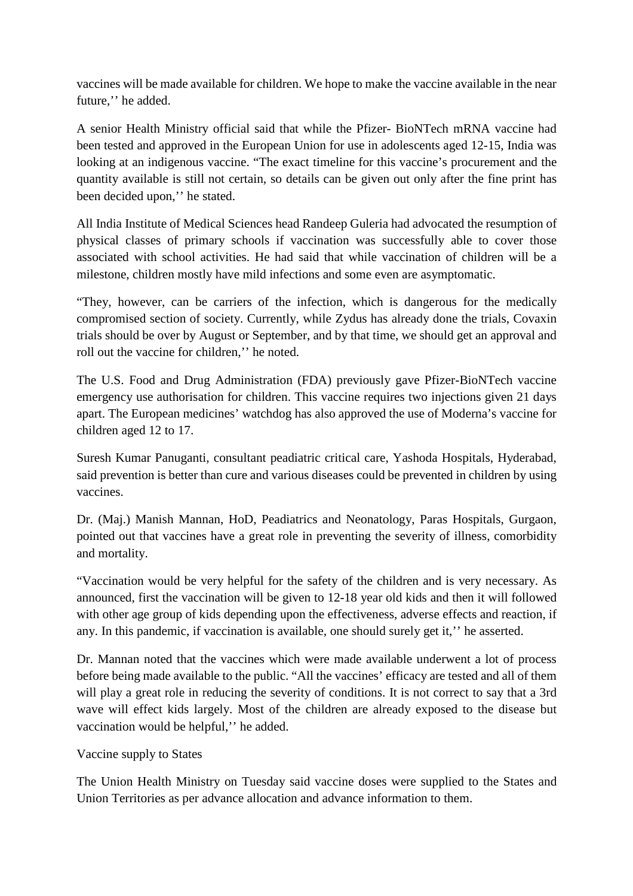vaccines will be made available for children. We hope to make the vaccine available in the near future,'' he added.

A senior Health Ministry official said that while the Pfizer- BioNTech mRNA vaccine had been tested and approved in the European Union for use in adolescents aged 12-15, India was looking at an indigenous vaccine. "The exact timeline for this vaccine's procurement and the quantity available is still not certain, so details can be given out only after the fine print has been decided upon,'' he stated.

All India Institute of Medical Sciences head Randeep Guleria had advocated the resumption of physical classes of primary schools if vaccination was successfully able to cover those associated with school activities. He had said that while vaccination of children will be a milestone, children mostly have mild infections and some even are asymptomatic.

"They, however, can be carriers of the infection, which is dangerous for the medically compromised section of society. Currently, while Zydus has already done the trials, Covaxin trials should be over by August or September, and by that time, we should get an approval and roll out the vaccine for children,'' he noted.

The U.S. Food and Drug Administration (FDA) previously gave Pfizer-BioNTech vaccine emergency use authorisation for children. This vaccine requires two injections given 21 days apart. The European medicines' watchdog has also approved the use of Moderna's vaccine for children aged 12 to 17.

Suresh Kumar Panuganti, consultant peadiatric critical care, Yashoda Hospitals, Hyderabad, said prevention is better than cure and various diseases could be prevented in children by using vaccines.

Dr. (Maj.) Manish Mannan, HoD, Peadiatrics and Neonatology, Paras Hospitals, Gurgaon, pointed out that vaccines have a great role in preventing the severity of illness, comorbidity and mortality.

"Vaccination would be very helpful for the safety of the children and is very necessary. As announced, first the vaccination will be given to 12-18 year old kids and then it will followed with other age group of kids depending upon the effectiveness, adverse effects and reaction, if any. In this pandemic, if vaccination is available, one should surely get it,'' he asserted.

Dr. Mannan noted that the vaccines which were made available underwent a lot of process before being made available to the public. "All the vaccines' efficacy are tested and all of them will play a great role in reducing the severity of conditions. It is not correct to say that a 3rd wave will effect kids largely. Most of the children are already exposed to the disease but vaccination would be helpful,'' he added.

Vaccine supply to States

The Union Health Ministry on Tuesday said vaccine doses were supplied to the States and Union Territories as per advance allocation and advance information to them.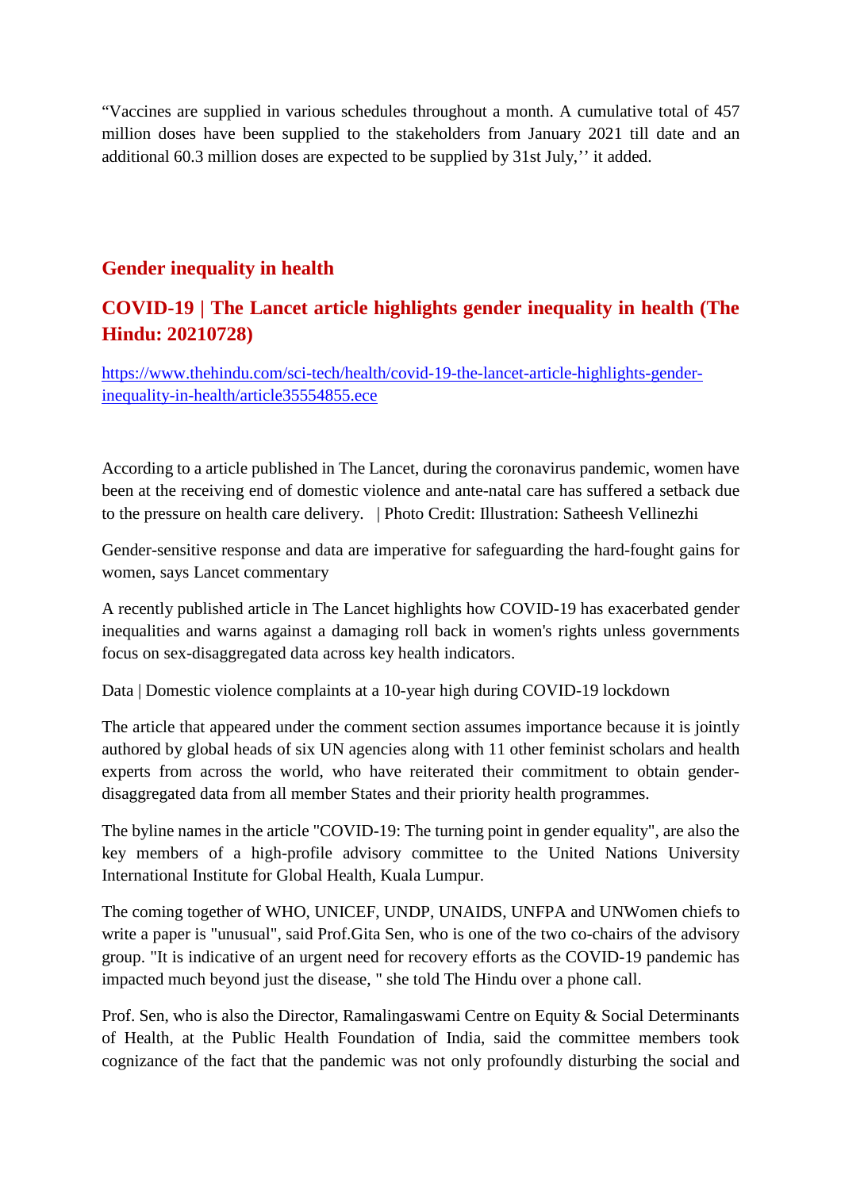“Vaccines are supplied in various schedules throughout a month. A cumulative total of 457 million doses have been supplied to the stakeholders from January 2021 till date and an additional 60.3 million doses are expected to be supplied by 31st July,’’ it added.

## Gender inequality in health

## COVID-19 | The Lancet article highlights gender inequality in health (The Hindu: 20210728)

https://www.thehindu.com/sci-tech/health/covid-19-the-lancet-article-highlights-gender-inequality-in-health/article35554855.ece

According to a article published in The Lancet, during the coronavirus pandemic, women have been at the receiving end of domestic violence and ante-natal care has suffered a setback due to the pressure on health care delivery.   | Photo Credit: Illustration: Satheesh Vellinezhi

Gender-sensitive response and data are imperative for safeguarding the hard-fought gains for women, says Lancet commentary

A recently published article in The Lancet highlights how COVID-19 has exacerbated gender inequalities and warns against a damaging roll back in women's rights unless governments focus on sex-disaggregated data across key health indicators.

Data | Domestic violence complaints at a 10-year high during COVID-19 lockdown

The article that appeared under the comment section assumes importance because it is jointly authored by global heads of six UN agencies along with 11 other feminist scholars and health experts from across the world, who have reiterated their commitment to obtain gender-disaggregated data from all member States and their priority health programmes.

The byline names in the article "COVID-19: The turning point in gender equality", are also the key members of a high-profile advisory committee to the United Nations University International Institute for Global Health, Kuala Lumpur.

The coming together of WHO, UNICEF, UNDP, UNAIDS, UNFPA and UNWomen chiefs to write a paper is "unusual", said Prof.Gita Sen, who is one of the two co-chairs of the advisory group. "It is indicative of an urgent need for recovery efforts as the COVID-19 pandemic has impacted much beyond just the disease, " she told The Hindu over a phone call.

Prof. Sen, who is also the Director, Ramalingaswami Centre on Equity & Social Determinants of Health, at the Public Health Foundation of India, said the committee members took cognizance of the fact that the pandemic was not only profoundly disturbing the social and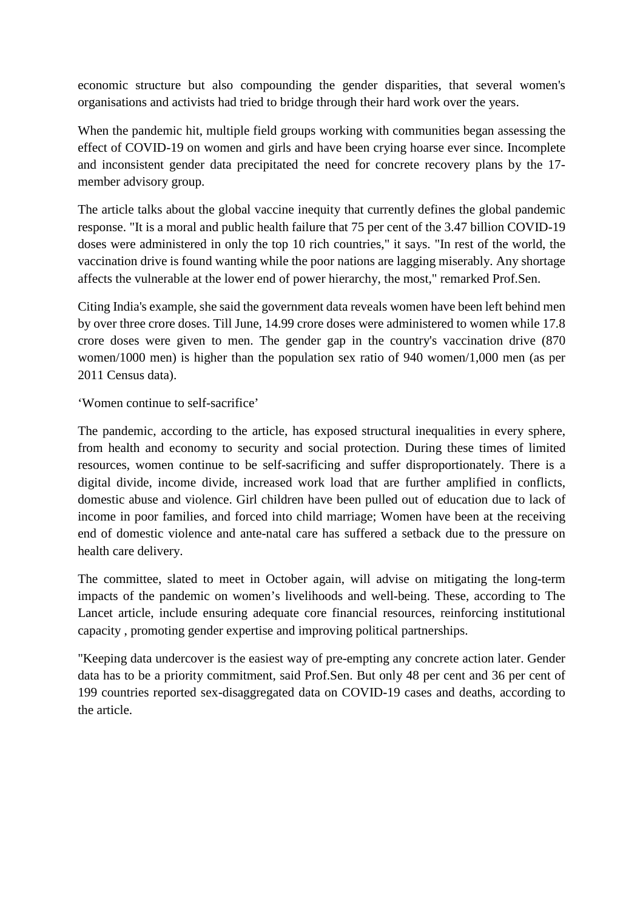economic structure but also compounding the gender disparities, that several women's organisations and activists had tried to bridge through their hard work over the years.

When the pandemic hit, multiple field groups working with communities began assessing the effect of COVID-19 on women and girls and have been crying hoarse ever since. Incomplete and inconsistent gender data precipitated the need for concrete recovery plans by the 17-member advisory group.

The article talks about the global vaccine inequity that currently defines the global pandemic response. "It is a moral and public health failure that 75 per cent of the 3.47 billion COVID-19 doses were administered in only the top 10 rich countries," it says. "In rest of the world, the vaccination drive is found wanting while the poor nations are lagging miserably. Any shortage affects the vulnerable at the lower end of power hierarchy, the most," remarked Prof.Sen.

Citing India's example, she said the government data reveals women have been left behind men by over three crore doses. Till June, 14.99 crore doses were administered to women while 17.8 crore doses were given to men. The gender gap in the country's vaccination drive (870 women/1000 men) is higher than the population sex ratio of 940 women/1,000 men (as per 2011 Census data).

'Women continue to self-sacrifice'

The pandemic, according to the article, has exposed structural inequalities in every sphere, from health and economy to security and social protection. During these times of limited resources, women continue to be self-sacrificing and suffer disproportionately. There is a digital divide, income divide, increased work load that are further amplified in conflicts, domestic abuse and violence. Girl children have been pulled out of education due to lack of income in poor families, and forced into child marriage; Women have been at the receiving end of domestic violence and ante-natal care has suffered a setback due to the pressure on health care delivery.

The committee, slated to meet in October again, will advise on mitigating the long-term impacts of the pandemic on women's livelihoods and well-being. These, according to The Lancet article, include ensuring adequate core financial resources, reinforcing institutional capacity , promoting gender expertise and improving political partnerships.

"Keeping data undercover is the easiest way of pre-empting any concrete action later. Gender data has to be a priority commitment, said Prof.Sen. But only 48 per cent and 36 per cent of 199 countries reported sex-disaggregated data on COVID-19 cases and deaths, according to the article.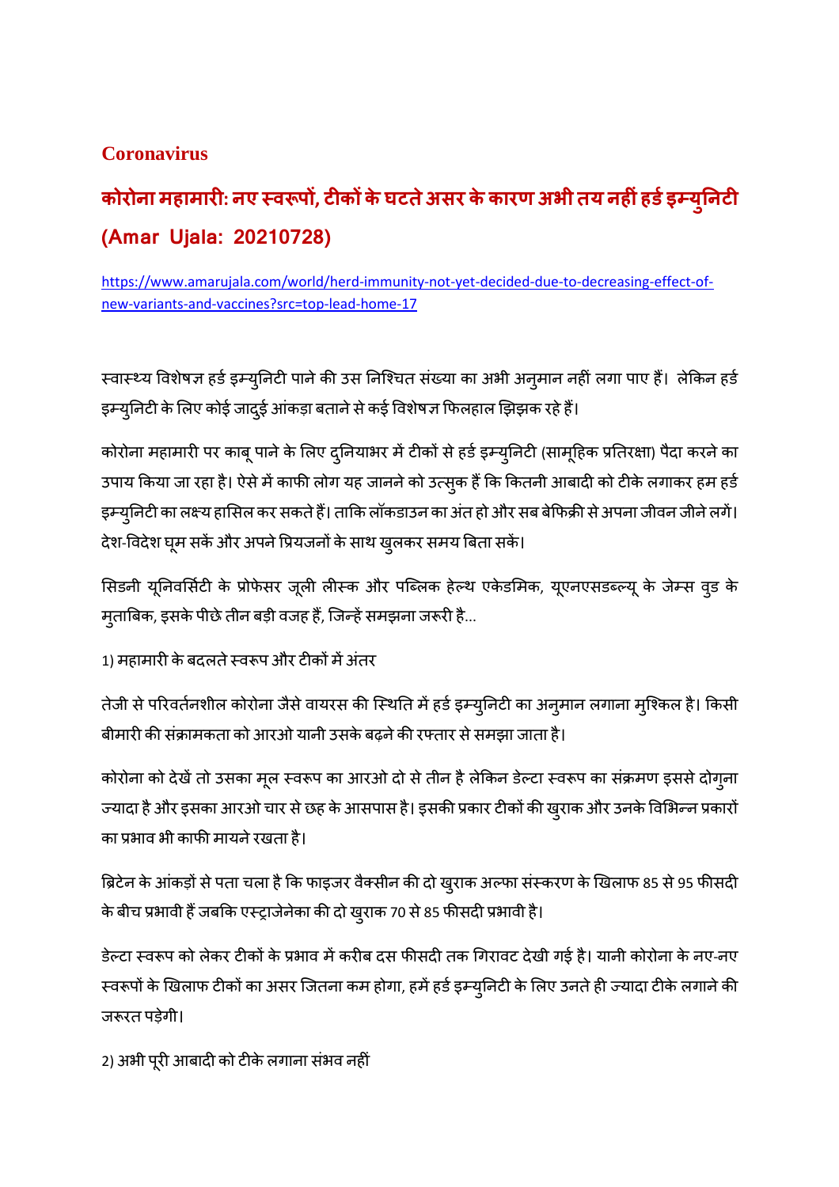**Coronavirus**

## कोरोना महामारी: नए स्वरूपों, टीकों के घटते असर के कारण अभी तय नहीं हर्ड इम्युनिटी (Amar Ujala: 20210728)

https://www.amarujala.com/world/herd-immunity-not-yet-decided-due-to-decreasing-effect-of-new-variants-and-vaccines?src=top-lead-home-17

स्वास्थ्य विशेषज्ञ हर्ड इम्युनिटी पाने की उस निश्चित संख्या का अभी अनुमान नहीं लगा पाए हैं। लेकिन हर्ड इम्युनिटी के लिए कोई जादुई आंकड़ा बताने से कई विशेषज्ञ फिलहाल झिझक रहे हैं।

कोरोना महामारी पर काबू पाने के लिए दुनियाभर में टीकों से हर्ड इम्युनिटी (सामूहिक प्रतिरक्षा) पैदा करने का उपाय किया जा रहा है। ऐसे में काफी लोग यह जानने को उत्सुक हैं कि कितनी आबादी को टीके लगाकर हम हर्ड इम्युनिटी का लक्ष्य हासिल कर सकते हैं। ताकि लॉकडाउन का अंत हो और सब बेफिक्री से अपना जीवन जीने लगें। देश-विदेश घूम सकें और अपने प्रियजनों के साथ खुलकर समय बिता सकें।

सिडनी यूनिवर्सिटी के प्रोफेसर जूली लीस्क और पब्लिक हेल्थ एकेडमिक, यूएनएसडब्ल्यू के जेम्स वुड के मुताबिक, इसके पीछे तीन बड़ी वजह हैं, जिन्हें समझना जरूरी है...

1) महामारी के बदलते स्वरूप और टीकों में अंतर

तेजी से परिवर्तनशील कोरोना जैसे वायरस की स्थिति में हर्ड इम्युनिटी का अनुमान लगाना मुश्किल है। किसी बीमारी की संक्रामकता को आरओ यानी उसके बढ़ने की रफ्तार से समझा जाता है।

कोरोना को देखें तो उसका मूल स्वरूप का आरओ दो से तीन है लेकिन डेल्टा स्वरूप का संक्रमण इससे दोगुना ज्यादा है और इसका आरओ चार से छह के आसपास है। इसकी प्रकार टीकों की खुराक और उनके विभिन्न प्रकारों का प्रभाव भी काफी मायने रखता है।

ब्रिटेन के आंकड़ों से पता चला है कि फाइजर वैक्सीन की दो खुराक अल्फा संस्करण के खिलाफ 85 से 95 फीसदी के बीच प्रभावी हैं जबकि एस्ट्राजेनेका की दो खुराक 70 से 85 फीसदी प्रभावी है।

डेल्टा स्वरूप को लेकर टीकों के प्रभाव में करीब दस फीसदी तक गिरावट देखी गई है। यानी कोरोना के नए-नए स्वरूपों के खिलाफ टीकों का असर जितना कम होगा, हमें हर्ड इम्युनिटी के लिए उनते ही ज्यादा टीके लगाने की जरूरत पड़ेगी।

2) अभी पूरी आबादी को टीके लगाना संभव नहीं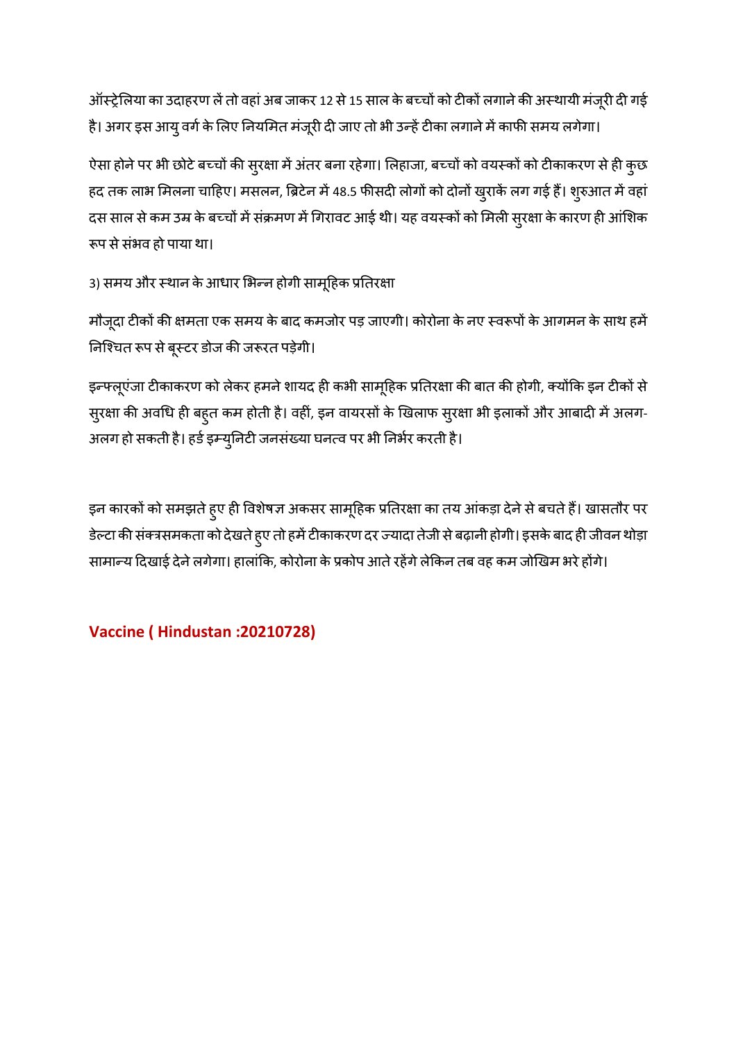ऑस्ट्रेलिया का उदाहरण लें तो वहां अब जाकर 12 से 15 साल के बच्चों को टीकों लगाने की अस्थायी मंजूरी दी गई है। अगर इस आयु वर्ग के लिए नियमित मंजूरी दी जाए तो भी उन्हें टीका लगाने में काफी समय लगेगा।

ऐसा होने पर भी छोटे बच्चों की सुरक्षा में अंतर बना रहेगा। लिहाजा, बच्चों को वयस्कों को टीकाकरण से ही कुछ हद तक लाभ मिलना चाहिए। मसलन, ब्रिटेन में 48.5 फीसदी लोगों को दोनों खुराकें लग गई हैं। शुरुआत में वहां दस साल से कम उम्र के बच्चों में संक्रमण में गिरावट आई थी। यह वयस्कों को मिली सुरक्षा के कारण ही आंशिक रूप से संभव हो पाया था।

3) समय और स्थान के आधार भिन्न होगी सामूहिक प्रतिरक्षा

मौजूदा टीकों की क्षमता एक समय के बाद कमजोर पड़ जाएगी। कोरोना के नए स्वरूपों के आगमन के साथ हमें निश्चित रूप से बूस्टर डोज की जरूरत पड़ेगी।

इन्फ्लूएंजा टीकाकरण को लेकर हमने शायद ही कभी सामूहिक प्रतिरक्षा की बात की होगी, क्योंकि इन टीकों से सुरक्षा की अवधि ही बहुत कम होती है। वहीं, इन वायरसों के खिलाफ सुरक्षा भी इलाकों और आबादी में अलग-अलग हो सकती है। हर्ड इम्युनिटी जनसंख्या घनत्व पर भी निर्भर करती है।

इन कारकों को समझते हुए ही विशेषज्ञ अकसर सामूहिक प्रतिरक्षा का तय आंकड़ा देने से बचते हैं। खासतौर पर डेल्टा की संक्त्रसमकता को देखते हुए तो हमें टीकाकरण दर ज्यादा तेजी से बढ़ानी होगी। इसके बाद ही जीवन थोड़ा सामान्य दिखाई देने लगेगा। हालांकि, कोरोना के प्रकोप आते रहेंगे लेकिन तब वह कम जोखिम भरे होंगे।

**Vaccine ( Hindustan :20210728)**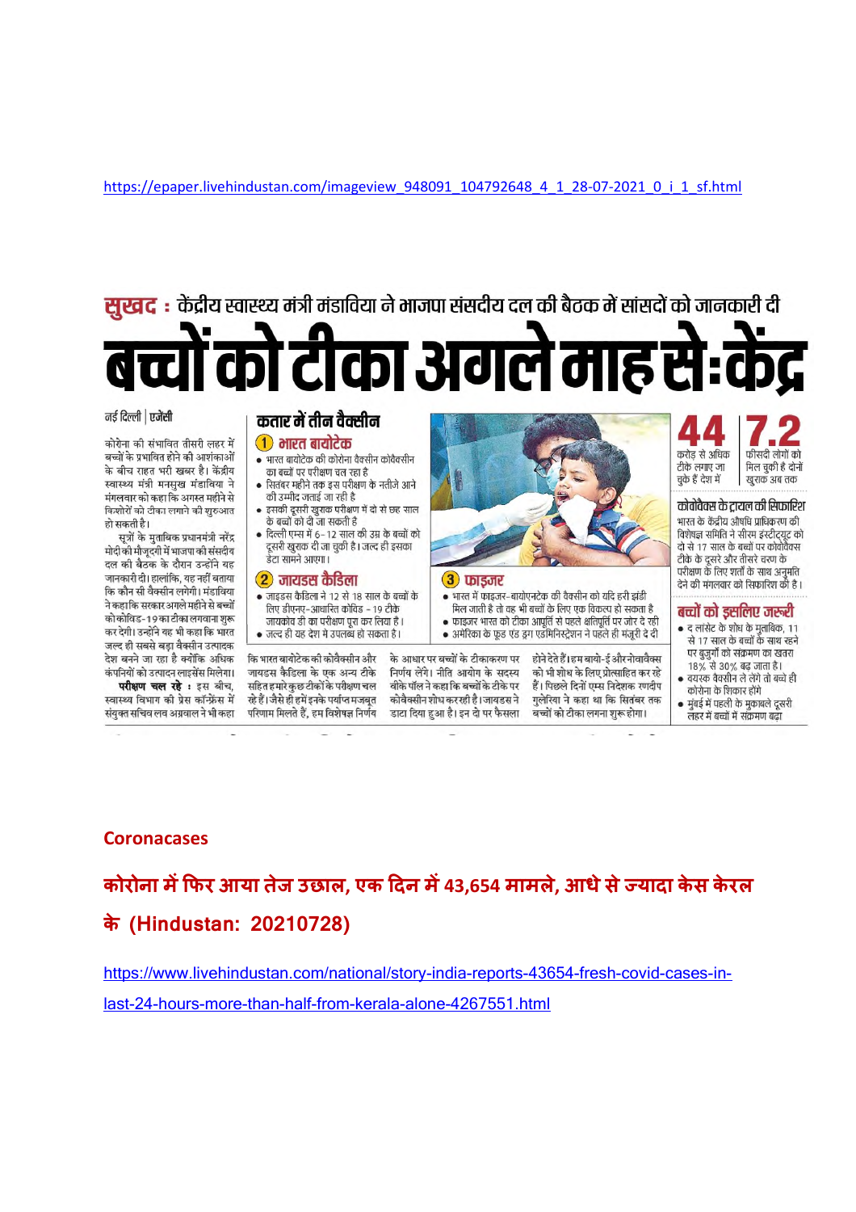https://epaper.livehindustan.com/imageview_948091_104792648_4_1_28-07-2021_0_i_1_sf.html

**सुखद :** केंद्रीय स्वास्थ्य मंत्री मंडाविया ने भाजपा संसदीय दल की बैठक में सांसदों को जानकारी दी

# बच्चों को टीका अगले माह से:केंद्र

नई दिल्ली | एजेंसी

कोरोना की संभावित तीसरी लहर में बच्चों के प्रभावित होने की आशंकाओं के बीच राहत भरी खबर है। केंद्रीय स्वास्थ्य मंत्री मनसुख मंडाविया ने मंगलवार को कहा कि अगस्त महीने से किशोरों को टीका लगाने की शुरुआत हो सकती है।

सूत्रों के मुताबिक प्रधानमंत्री नरेंद्र मोदी की मौजूदगी में भाजपा की संसदीय दल की बैठक के दौरान उन्होंने यह जानकारी दी। हालांकि, यह नहीं बताया कि कौन सी वैक्सीन लगेगी। मंडाविया ने कहा कि सरकार अगले महीने से बच्चों को कोविड-19 का टीका लगवाना शुरू कर देगी। उन्होंने यह भी कहा कि भारत जल्द ही सबसे बड़ा वैक्सीन उत्पादक देश बनने जा रहा है क्योंकि अधिक कंपनियों को उत्पादन लाइसेंस मिलेगा।

**परीक्षण चल रहे :** इस बीच, स्वास्थ्य विभाग की प्रेस कॉन्फ्रेंस में संयुक्त सचिव लव अग्रवाल ने भी कहा कि भारत बायोटेक की कोवैक्सीन और जायडस कैडिला के एक अन्य टीके सहित हमारे कुछ टीकों के परीक्षण चल रहे हैं। जैसे ही हमें इनके पर्याप्त मजबूत परिणाम मिलते हैं, हम विशेषज्ञ निर्णय के आधार पर बच्चों के टीकाकरण पर निर्णय लेंगे। नीति आयोग के सदस्य वीके पॉल ने कहा कि बच्चों के टीके पर भारत बायोटेक कोवैक्सीन शोध कर रही है। जायडस ने डाटा दिया हुआ है। इन दो पर फैसला होने देते हैं। हम बायो-ई और नोवावैक्स को भी शोध के लिए प्रोत्साहित कर रहे हैं। पिछले दिनों एम्स निदेशक रणदीप गुलेरिया ने कहा था कि सितंबर तक बच्चों को टीका लगना शुरू होगा।

## कतार में तीन वैक्सीन

### 1 भारत बायोटेक

- भारत बायोटेक की कोरोना वैक्सीन कोवैक्सीन का बच्चों पर परीक्षण चल रहा है
- सितंबर महीने तक इस परीक्षण के नतीजे आने की उम्मीद जताई जा रही है
- इसकी दूसरी खुराक परीक्षण में दो से छह साल के बच्चों को दी जा सकती है
- दिल्ली एम्स में 6-12 साल की उम्र के बच्चों को दूसरी खुराक दी जा चुकी है। जल्द ही इसका डेटा सामने आएगा।

### 2 जायडस कैडिला

- जाइडस कैडिला ने 12 से 18 साल के बच्चों के लिए डीएनए-आधारित कोविड-19 टीके जायकोव डी का परीक्षण पूरा कर लिया है।
- जल्द ही यह देश में उपलब्ध हो सकता है।

### 3 फाइजर

- भारत में फाइजर-बायोएनटेक की वैक्सीन को यदि हरी झंडी मिल जाती है तो वह भी बच्चों के लिए एक विकल्प हो सकता है
- फाइजर भारत को टीका आपूर्ति से पहले क्षतिपूर्ति पर जोर दे रही
- अमेरिका के फूड एंड ड्रग एडमिनिस्ट्रेशन ने पहले ही मंजूरी दे दी

**44** करोड़ से अधिक टीके लगाए जा चुके हैं देश में

**7.2** फीसदी लोगों को मिल चुकी हैं दोनों खुराक अब तक

## कोवोवैक्स के ट्रायल की सिफारिश

भारत के केंद्रीय औषधि प्राधिकरण की विशेषज्ञ समिति ने सीरम इंस्टीट्यूट को दो से 17 साल के बच्चों पर कोवोवैक्स टीके के दूसरे और तीसरे चरण के परीक्षण के लिए शर्तों के साथ अनुमति देने की मंगलवार को सिफारिश की है।

## बच्चों को इसलिए जरूरी

- द लांसेट के शोध के मुताबिक, 11 से 17 साल के बच्चों के साथ रहने पर बुजुर्गों को संक्रमण का खतरा 18% से 30% बढ़ जाता है।
- वयस्क वैक्सीन ले लेंगे तो बच्चे ही कोरोना के शिकार होंगे
- मुंबई में पहली के मुकाबले दूसरी लहर में बच्चों में संक्रमण बढ़ा

**Coronacases**

**कोरोना में फिर आया तेज उछाल, एक दिन में 43,654 मामले, आधे से ज्यादा केस केरल के (Hindustan: 20210728)**

https://www.livehindustan.com/national/story-india-reports-43654-fresh-covid-cases-in-last-24-hours-more-than-half-from-kerala-alone-4267551.html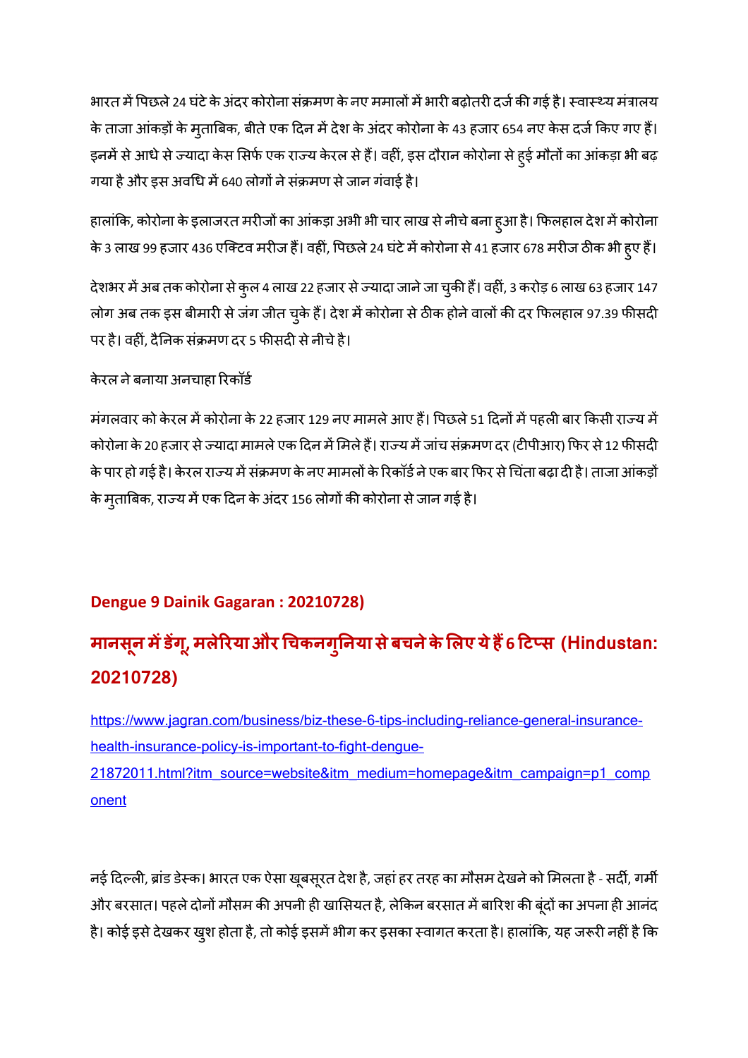भारत में पिछले 24 घंटे के अंदर कोरोना संक्रमण के नए ममालों में भारी बढ़ोतरी दर्ज की गई है। स्वास्थ्य मंत्रालय के ताजा आंकड़ों के मुताबिक, बीते एक दिन में देश के अंदर कोरोना के 43 हजार 654 नए केस दर्ज किए गए हैं। इनमें से आधे से ज्यादा केस सिर्फ एक राज्य केरल से हैं। वहीं, इस दौरान कोरोना से हुई मौतों का आंकड़ा भी बढ़ गया है और इस अवधि में 640 लोगों ने संक्रमण से जान गंवाई है।

हालांकि, कोरोना के इलाजरत मरीजों का आंकड़ा अभी भी चार लाख से नीचे बना हुआ है। फिलहाल देश में कोरोना के 3 लाख 99 हजार 436 एक्टिव मरीज हैं। वहीं, पिछले 24 घंटे में कोरोना से 41 हजार 678 मरीज ठीक भी हुए हैं।

देशभर में अब तक कोरोना से कुल 4 लाख 22 हजार से ज्यादा जानें जा चुकी हैं। वहीं, 3 करोड़ 6 लाख 63 हजार 147 लोग अब तक इस बीमारी से जंग जीत चुके हैं। देश में कोरोना से ठीक होने वालों की दर फिलहाल 97.39 फीसदी पर है। वहीं, दैनिक संक्रमण दर 5 फीसदी से नीचे है।

केरल ने बनाया अनचाहा रिकॉर्ड

मंगलवार को केरल में कोरोना के 22 हजार 129 नए मामले आए हैं। पिछले 51 दिनों में पहली बार किसी राज्य में कोरोना के 20 हजार से ज्यादा मामले एक दिन में मिले हैं। राज्य में जांच संक्रमण दर (टीपीआर) फिर से 12 फीसदी के पार हो गई है। केरल राज्य में संक्रमण के नए मामलों के रिकॉर्ड ने एक बार फिर से चिंता बढ़ा दी है। ताजा आंकड़ों के मुताबिक, राज्य में एक दिन के अंदर 156 लोगों की कोरोना से जान गई है।

**Dengue 9 Dainik Gagaran : 20210728)**

## मानसून में डेंगू, मलेरिया और चिकनगुनिया से बचने के लिए ये हैं 6 टिप्स (Hindustan: 20210728)

https://www.jagran.com/business/biz-these-6-tips-including-reliance-general-insurance-health-insurance-policy-is-important-to-fight-dengue-21872011.html?itm_source=website&itm_medium=homepage&itm_campaign=p1_component

नई दिल्ली, ब्रांड डेस्क। भारत एक ऐसा खूबसूरत देश है, जहां हर तरह का मौसम देखने को मिलता है - सर्दी, गर्मी और बरसात। पहले दोनों मौसम की अपनी ही खासियत है, लेकिन बरसात में बारिश की बूंदों का अपना ही आनंद है। कोई इसे देखकर खुश होता है, तो कोई इसमें भीग कर इसका स्वागत करता है। हालांकि, यह जरूरी नहीं है कि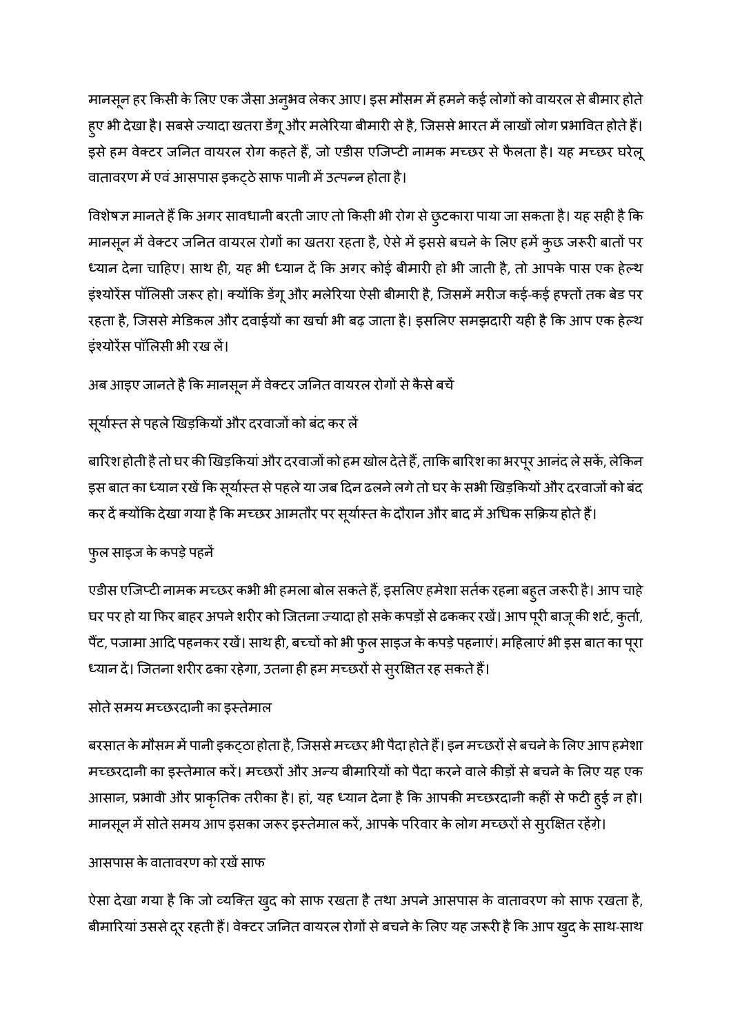मानसून हर किसी के लिए एक जैसा अनुभव लेकर आए। इस मौसम में हमने कई लोगों को वायरल से बीमार होते हुए भी देखा है। सबसे ज्यादा खतरा डेंगू और मलेरिया बीमारी से है, जिससे भारत में लाखों लोग प्रभावित होते हैं। इसे हम वेक्टर जनित वायरल रोग कहते हैं, जो एडीस एजिप्टी नामक मच्छर से फैलता है। यह मच्छर घरेलू वातावरण में एवं आसपास इकट्ठे साफ पानी में उत्पन्न होता है।

विशेषज्ञ मानते हैं कि अगर सावधानी बरती जाए तो किसी भी रोग से छुटकारा पाया जा सकता है। यह सही है कि मानसून में वेक्टर जनित वायरल रोगों का खतरा रहता है, ऐसे में इससे बचने के लिए हमें कुछ जरूरी बातों पर ध्यान देना चाहिए। साथ ही, यह भी ध्यान दें कि अगर कोई बीमारी हो भी जाती है, तो आपके पास एक हेल्थ इंश्योरेंस पॉलिसी जरूर हो। क्योंकि डेंगू और मलेरिया ऐसी बीमारी है, जिसमें मरीज कई-कई हफ्तों तक बेड पर रहता है, जिससे मेडिकल और दवाईयों का खर्चा भी बढ़ जाता है। इसलिए समझदारी यही है कि आप एक हेल्थ इंश्योरेंस पॉलिसी भी रख लें।

अब आइए जानते है कि मानसून में वेक्टर जनित वायरल रोगों से कैसे बचें

## सूर्यास्त से पहले खिड़कियों और दरवाजों को बंद कर लें

बारिश होती है तो घर की खिड़कियां और दरवाजों को हम खोल देते हैं, ताकि बारिश का भरपूर आनंद ले सकें, लेकिन इस बात का ध्यान रखें कि सूर्यास्त से पहले या जब दिन ढलने लगे तो घर के सभी खिड़कियों और दरवाजों को बंद कर दें क्योंकि देखा गया है कि मच्छर आमतौर पर सूर्यास्त के दौरान और बाद में अधिक सक्रिय होते हैं।

## फुल साइज के कपड़े पहनें

एडीस एजिप्टी नामक मच्छर कभी भी हमला बोल सकते हैं, इसलिए हमेशा सर्तक रहना बहुत जरूरी है। आप चाहे घर पर हो या फिर बाहर अपने शरीर को जितना ज्यादा हो सके कपड़ों से ढककर रखें। आप पूरी बाजू की शर्ट, कुर्ता, पैंट, पजामा आदि पहनकर रखें। साथ ही, बच्चों को भी फुल साइज के कपड़े पहनाएं। महिलाएं भी इस बात का पूरा ध्यान दें। जितना शरीर ढका रहेगा, उतना ही हम मच्छरों से सुरक्षित रह सकते हैं।

## सोते समय मच्छरदानी का इस्तेमाल

बरसात के मौसम में पानी इकट्ठा होता है, जिससे मच्छर भी पैदा होते हैं। इन मच्छरों से बचने के लिए आप हमेशा मच्छरदानी का इस्तेमाल करें। मच्छरों और अन्य बीमारियों को पैदा करने वाले कीड़ों से बचने के लिए यह एक आसान, प्रभावी और प्राकृतिक तरीका है। हां, यह ध्यान देना है कि आपकी मच्छरदानी कहीं से फटी हुई न हो। मानसून में सोते समय आप इसका जरूर इस्तेमाल करें, आपके परिवार के लोग मच्छरों से सुरक्षित रहेंगे।

## आसपास के वातावरण को रखें साफ

ऐसा देखा गया है कि जो व्यक्ति खुद को साफ रखता है तथा अपने आसपास के वातावरण को साफ रखता है, बीमारियां उससे दूर रहती हैं। वेक्टर जनित वायरल रोगों से बचने के लिए यह जरूरी है कि आप खुद के साथ-साथ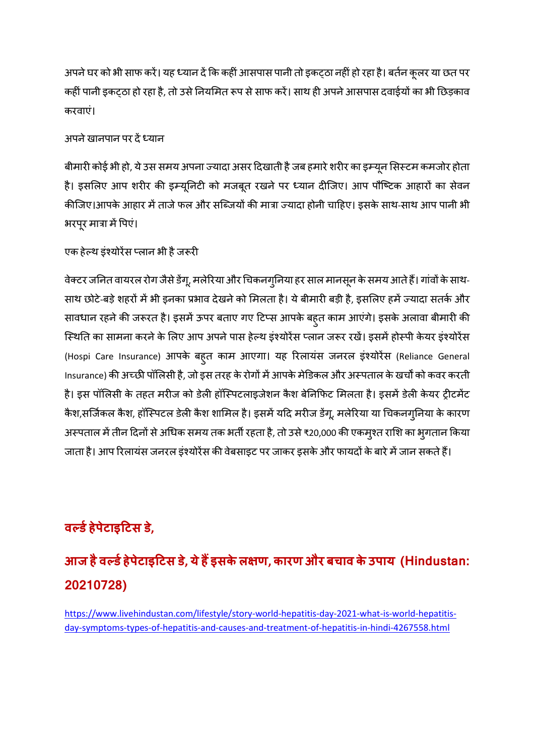अपने घर को भी साफ करें। यह ध्यान दें कि कहीं आसपास पानी तो इकट्ठा नहीं हो रहा है। बर्तन कूलर या छत पर कहीं पानी इकट्ठा हो रहा है, तो उसे नियमित रूप से साफ करें। साथ ही अपने आसपास दवाईयों का भी छिड़काव करवाएं।

अपने खानपान पर दें ध्यान

बीमारी कोई भी हो, ये उस समय अपना ज्यादा असर दिखाती है जब हमारे शरीर का इम्यून सिस्टम कमजोर होता है। इसलिए आप शरीर की इम्यूनिटी को मजबूत रखने पर ध्यान दीजिए। आप पौष्टिक आहारों का सेवन कीजिए।आपके आहार में ताजे फल और सब्जियों की मात्रा ज्यादा होनी चाहिए। इसके साथ-साथ आप पानी भी भरपूर मात्रा में पिएं।

एक हेल्थ इंश्योरेंस प्लान भी है जरूरी

वेक्टर जनित वायरल रोग जैसे डेंगू, मलेरिया और चिकनगुनिया हर साल मानसून के समय आते हैं। गांवों के साथ-साथ छोटे-बड़े शहरों में भी इनका प्रभाव देखने को मिलता है। ये बीमारी बड़ी है, इसलिए हमें ज्यादा सतर्क और सावधान रहने की जरूरत है। इसमें ऊपर बताए गए टिप्स आपके बहुत काम आएंगे। इसके अलावा बीमारी की स्थिति का सामना करने के लिए आप अपने पास हेल्थ इंश्योरेंस प्लान जरूर रखें। इसमें होस्पी केयर इंश्योरेंस (Hospi Care Insurance) आपके बहुत काम आएगा। यह रिलायंस जनरल इंश्योरेंस (Reliance General Insurance) की अच्छी पॉलिसी है, जो इस तरह के रोगों में आपके मेडिकल और अस्पताल के खर्चों को कवर करती है। इस पॉलिसी के तहत मरीज को डेली हॉस्पिटलाइजेशन कैश बेनिफिट मिलता है। इसमें डेली केयर ट्रीटमेंट कैश,सर्जिकल कैश, हॉस्पिटल डेली कैश शामिल है। इसमें यदि मरीज डेंगू, मलेरिया या चिकनगुनिया के कारण अस्पताल में तीन दिनों से अधिक समय तक भर्ती रहता है, तो उसे ₹20,000 की एकमुश्त राशि का भुगतान किया जाता है। आप रिलायंस जनरल इंश्योरेंस की वेबसाइट पर जाकर इसके और फायदों के बारे में जान सकते हैं।

## वर्ल्ड हेपेटाइटिस डे,

## आज है वर्ल्ड हेपेटाइटिस डे, ये हैं इसके लक्षण, कारण और बचाव के उपाय (Hindustan: 20210728)

https://www.livehindustan.com/lifestyle/story-world-hepatitis-day-2021-what-is-world-hepatitis-day-symptoms-types-of-hepatitis-and-causes-and-treatment-of-hepatitis-in-hindi-4267558.html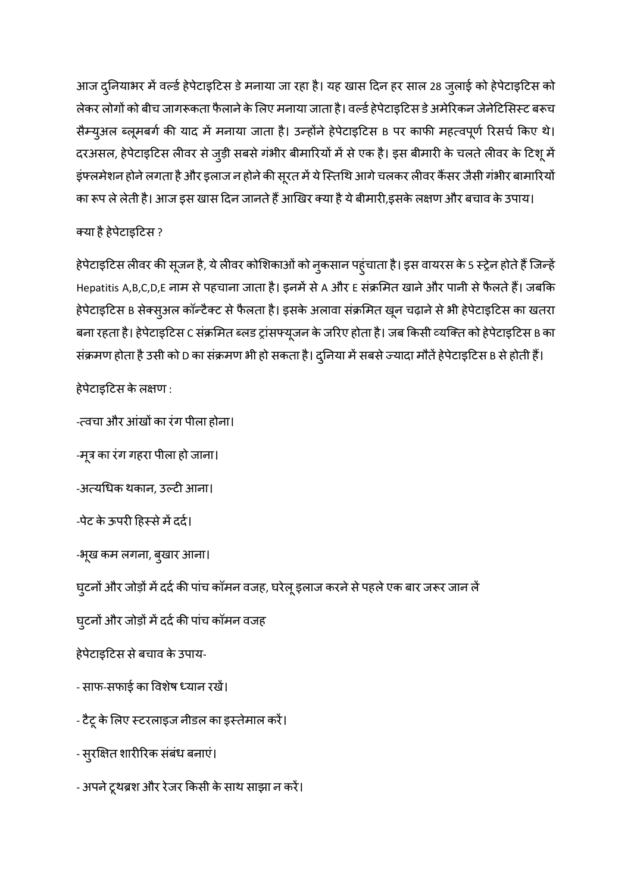आज दुनियाभर में वर्ल्ड हेपेटाइटिस डे मनाया जा रहा है। यह खास दिन हर साल 28 जुलाई को हेपेटाइटिस को लेकर लोगों को बीच जागरूकता फैलाने के लिए मनाया जाता है। वर्ल्ड हेपेटाइटिस डे अमेरिकन जेनेटिसिस्ट बरूच सैम्युअल ब्लूमबर्ग की याद में मनाया जाता है। उन्होंने हेपेटाइटिस B पर काफी महत्वपूर्ण रिसर्च किए थे। दरअसल, हेपेटाइटिस लीवर से जुड़ी सबसे गंभीर बीमारियों में से एक है। इस बीमारी के चलते लीवर के टिशू में इंफ्लमेशन होने लगता है और इलाज न होने की सूरत में ये स्तिथि आगे चलकर लीवर कैंसर जैसी गंभीर बामारियों का रूप ले लेती है। आज इस खास दिन जानते हैं आखिर क्या है ये बीमारी,इसके लक्षण और बचाव के उपाय।

क्या है हेपेटाइटिस ?

हेपेटाइटिस लीवर की सूजन है, ये लीवर कोशिकाओं को नुकसान पहुंचाता है। इस वायरस के 5 स्ट्रेन होते हैं जिन्हें Hepatitis A,B,C,D,E नाम से पहचाना जाता है। इनमें से A और E संक्रमित खाने और पानी से फैलते हैं। जबकि हेपेटाइटिस B सेक्सुअल कॉन्टैक्ट से फैलता है। इसके अलावा संक्रमित खून चढ़ाने से भी हेपेटाइटिस का खतरा बना रहता है। हेपेटाइटिस C संक्रमित ब्लड ट्रांसफ्यूजन के जरिए होता है। जब किसी व्यक्ति को हेपेटाइटिस B का संक्रमण होता है उसी को D का संक्रमण भी हो सकता है। दुनिया में सबसे ज्यादा मौतें हेपेटाइटिस B से होती हैं।

हेपेटाइटिस के लक्षण :

-त्वचा और आंखों का रंग पीला होना।

-मूत्र का रंग गहरा पीला हो जाना।

-अत्यधिक थकान, उल्टी आना।

-पेट के ऊपरी हिस्से में दर्द।

-भूख कम लगना, बुखार आना।

घुटनों और जोड़ों में दर्द की पांच कॉमन वजह, घरेलू इलाज करने से पहले एक बार जरूर जान लें

घुटनों और जोड़ों में दर्द की पांच कॉमन वजह

हेपेटाइटिस से बचाव के उपाय-

- साफ-सफाई का विशेष ध्यान रखें।

- टैटू के लिए स्टरलाइज नीडल का इस्तेमाल करें।

- सुरक्षित शारीरिक संबंध बनाएं।

- अपने टूथब्रश और रेजर किसी के साथ साझा न करें।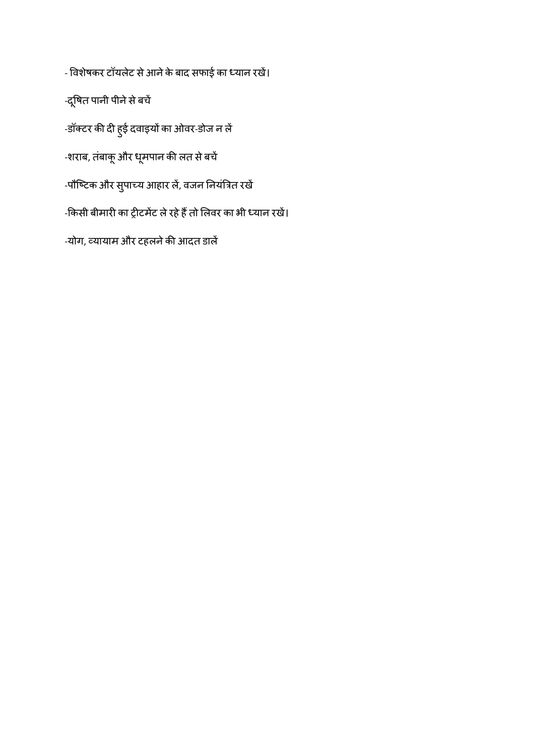- विशेषकर टॉयलेट से आने के बाद सफाई का ध्यान रखें।

-दूषित पानी पीने से बचें

-डॉक्टर की दी हुई दवाइयों का ओवर-डोज न लें

-शराब, तंबाकू और धूमपान की लत से बचें

-पौष्टिक और सुपाच्य आहार लें, वजन नियंत्रित रखें

-किसी बीमारी का ट्रीटमेंट ले रहे हैं तो लिवर का भी ध्यान रखें।

-योग, व्यायाम और टहलने की आदत डालें